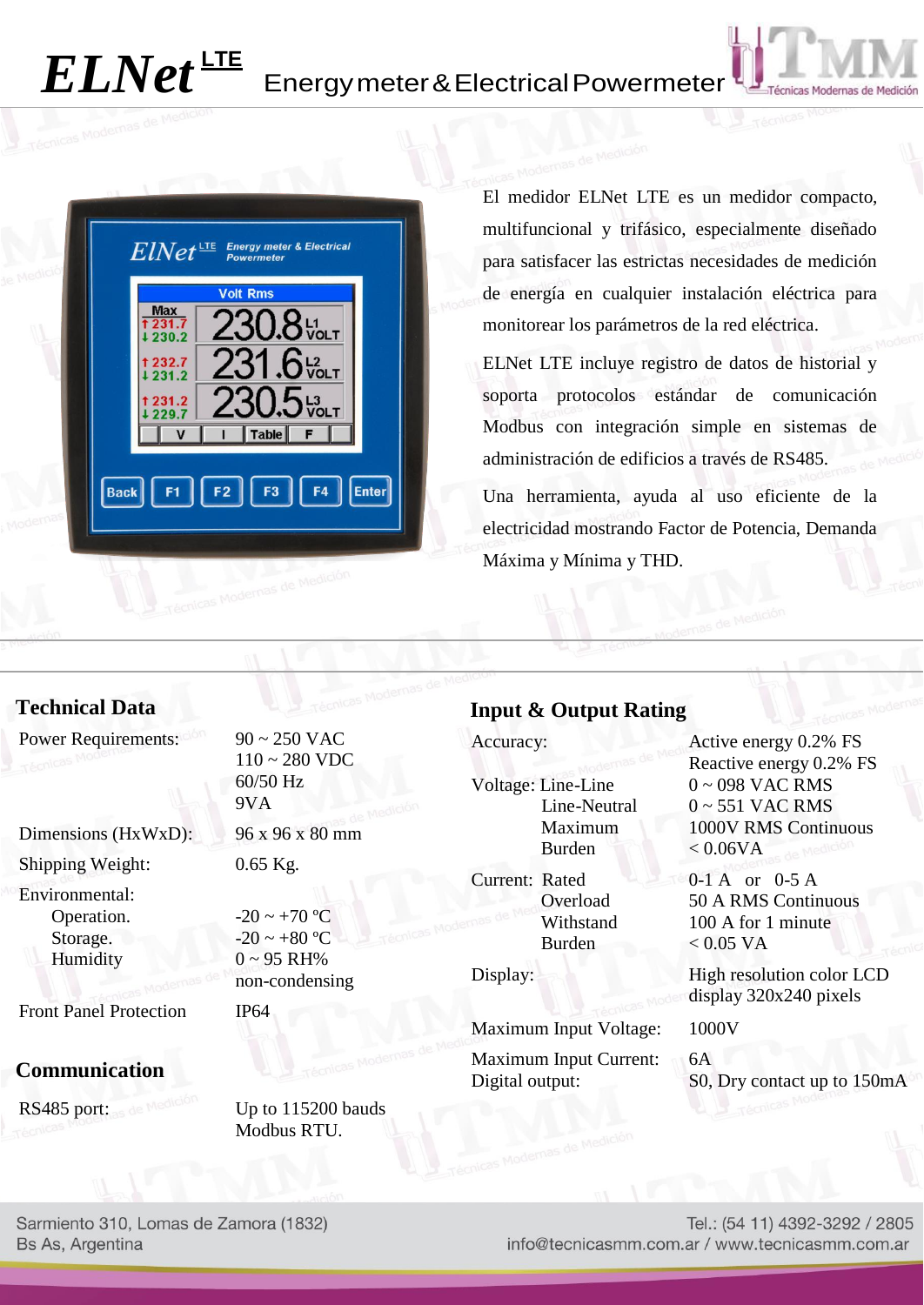# ELNet LTE Energy meter & Electrical Powermeter

El medidor ELNet LTE es un medidor compacto, multifuncional y trifásico, especialmente diseñado para satisfacer las estrictas necesidades de medición de energía en cualquier instalación eléctrica para monitorear los parámetros de la red eléctrica.

ELNet LTE incluye registro de datos de historial y soporta protocolos estándar de comunicación Modbus con integración simple en sistemas de administración de edificios a través de RS485.

Una herramienta, ayuda al uso eficiente de la electricidad mostrando Factor de Potencia, Demanda Máxima y Mínima y THD.

## Technical Data

| | |
|---|---|
| Power Requirements: | 90 ~ 250 VAC<br>110 ~ 280 VDC<br>60/50 Hz<br>9VA |
| Dimensions (HxWxD): | 96 x 96 x 80 mm |
| Shipping Weight: | 0.65 Kg. |
| Environmental: | |
| Operation. | -20 ~ +70 ºC |
| Storage. | -20 ~ +80 ºC |
| Humidity | 0 ~ 95 RH%<br>non-condensing |
| Front Panel Protection | IP64 |

## Communication

| | |
|---|---|
| RS485 port: | Up to 115200 bauds<br>Modbus RTU. |

## Input & Output Rating

| | | |
|---|---|---|
| Accuracy: | | Active energy 0.2% FS<br>Reactive energy 0.2% FS |
| Voltage: | Line-Line | 0 ~ 098 VAC RMS |
| | Line-Neutral | 0 ~ 551 VAC RMS |
| | Maximum | 1000V RMS Continuous |
| | Burden | < 0.06VA |
| Current: | Rated | 0-1 A or 0-5 A |
| | Overload | 50 A RMS Continuous |
| | Withstand | 100 A for 1 minute |
| | Burden | < 0.05 VA |
| Display: | | High resolution color LCD display 320x240 pixels |
| Maximum Input Voltage: | | 1000V |
| Maximum Input Current: | | 6A |
| Digital output: | | S0, Dry contact up to 150mA |

Sarmiento 310, Lomas de Zamora (1832)
Bs As, Argentina

Tel.: (54 11) 4392-3292 / 2805
info@tecnicasmm.com.ar / www.tecnicasmm.com.ar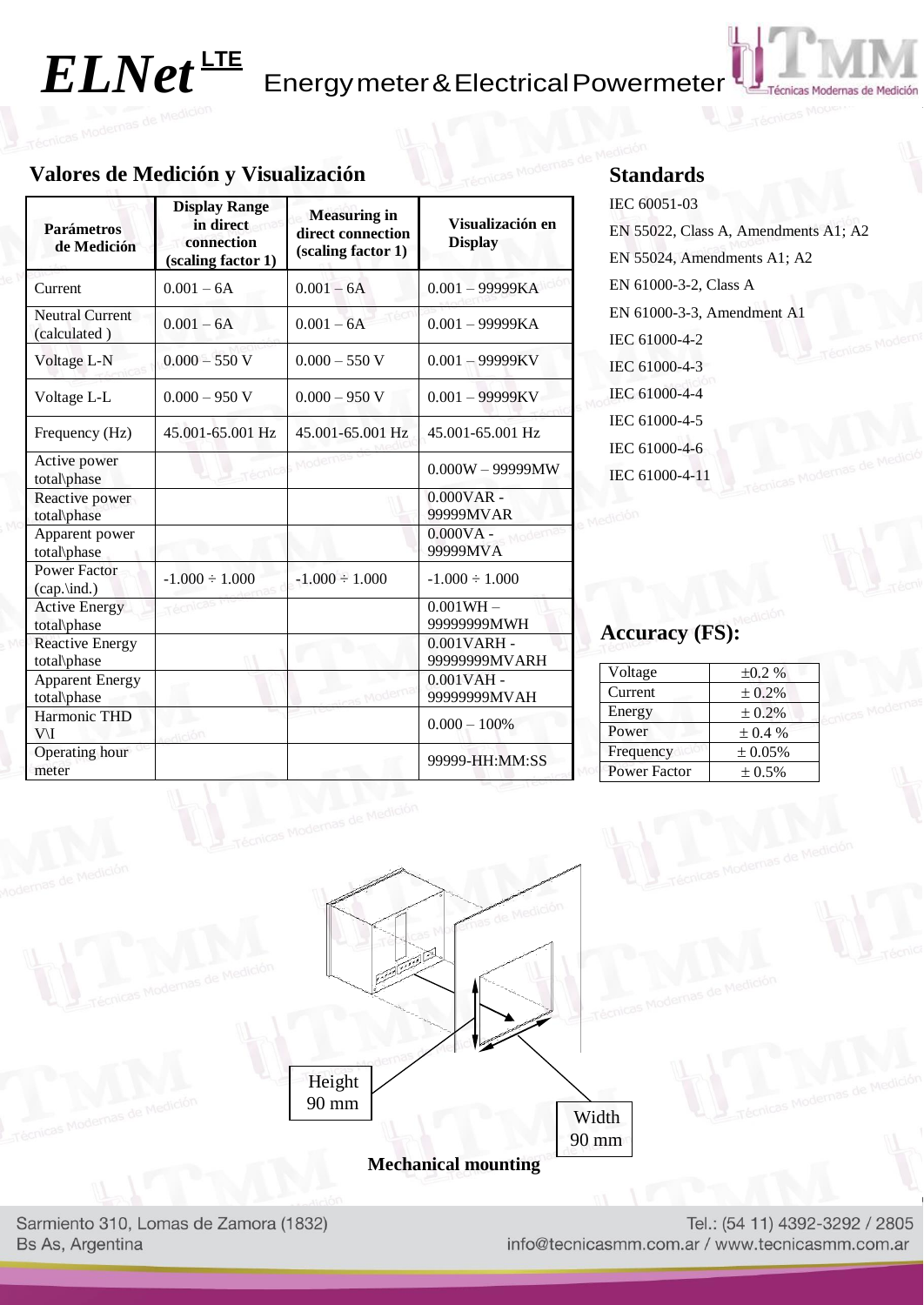# *ELNet* LTE Energy meter & Electrical Powermeter

## Valores de Medición y Visualización

| Parámetros de Medición | Display Range in direct connection (scaling factor 1) | Measuring in direct connection (scaling factor 1) | Visualización en Display |
|---|---|---|---|
| Current | 0.001 – 6A | 0.001 – 6A | 0.001 – 99999KA |
| Neutral Current (calculated ) | 0.001 – 6A | 0.001 – 6A | 0.001 – 99999KA |
| Voltage L-N | 0.000 – 550 V | 0.000 – 550 V | 0.001 – 99999KV |
| Voltage L-L | 0.000 – 950 V | 0.000 – 950 V | 0.001 – 99999KV |
| Frequency (Hz) | 45.001-65.001 Hz | 45.001-65.001 Hz | 45.001-65.001 Hz |
| Active power total\phase | | | 0.000W – 99999MW |
| Reactive power total\phase | | | 0.000VAR - 99999MVAR |
| Apparent power total\phase | | | 0.000VA - 99999MVA |
| Power Factor (cap.\ind.) | -1.000 ÷ 1.000 | -1.000 ÷ 1.000 | -1.000 ÷ 1.000 |
| Active Energy total\phase | | | 0.001WH – 99999999MWH |
| Reactive Energy total\phase | | | 0.001VARH - 99999999MVARH |
| Apparent Energy total\phase | | | 0.001VAH - 99999999MVAH |
| Harmonic THD V\I | | | 0.000 – 100% |
| Operating hour meter | | | 99999-HH:MM:SS |

## Standards

IEC 60051-03
EN 55022, Class A, Amendments A1; A2
EN 55024, Amendments A1; A2
EN 61000-3-2, Class A
EN 61000-3-3, Amendment A1
IEC 61000-4-2
IEC 61000-4-3
IEC 61000-4-4
IEC 61000-4-5
IEC 61000-4-6
IEC 61000-4-11

## Accuracy (FS):

| Voltage | ±0.2 % |
|---|---|
| Current | ± 0.2% |
| Energy | ± 0.2% |
| Power | ± 0.4 % |
| Frequency | ± 0.05% |
| Power Factor | ± 0.5% |

Height 90 mm

Width 90 mm

**Mechanical mounting**

Sarmiento 310, Lomas de Zamora (1832)
Bs As, Argentina

Tel.: (54 11) 4392-3292 / 2805
info@tecnicasmm.com.ar / www.tecnicasmm.com.ar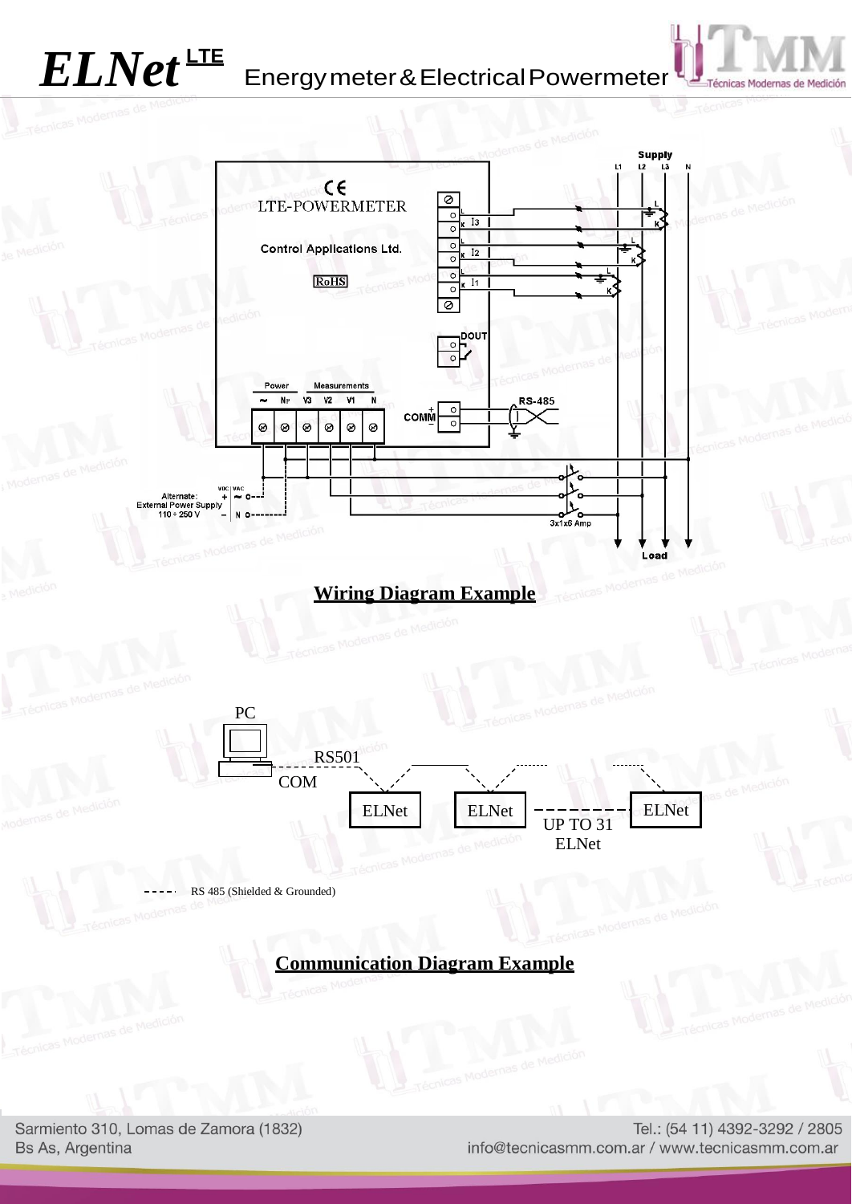Supply
L1 L2 L3 N

LTE-POWERMETER

Control Applications Ltd.

RoHS

I3
I2
I1

DOUT

Power
Measurements
~ NP V3 V2 V1 N

COMM + −

RS-485

Alternate:
External Power Supply
110 ÷ 250 V

VDC VAC
+ ~
− N

3x1x6 Amp

Load

**Wiring Diagram Example**

PC

RS501

COM

ELNet ELNet ELNet

UP TO 31
ELNet

RS 485 (Shielded & Grounded)

**Communication Diagram Example**